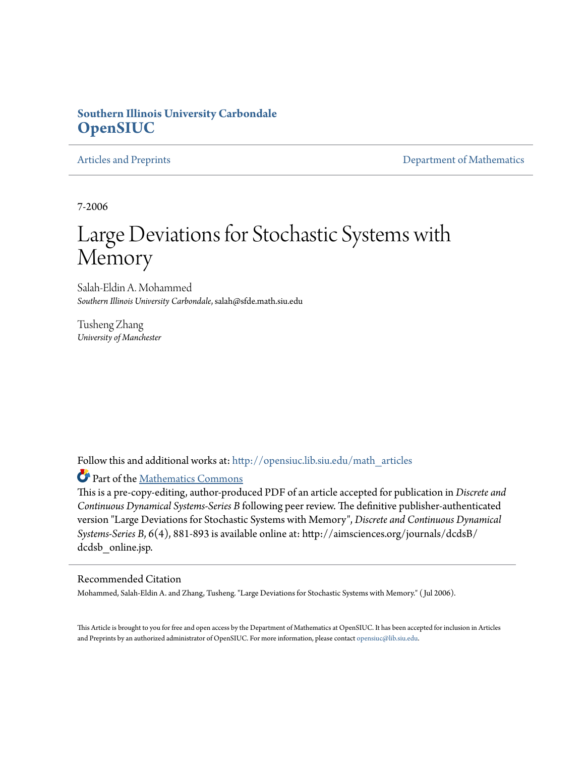**Southern Illinois University Carbondale**
**OpenSIUC**

Articles and Preprints | Department of Mathematics

7-2006

# Large Deviations for Stochastic Systems with Memory

Salah-Eldin A. Mohammed
*Southern Illinois University Carbondale*, salah@sfde.math.siu.edu

Tusheng Zhang
*University of Manchester*

Follow this and additional works at: http://opensiuc.lib.siu.edu/math_articles

Part of the Mathematics Commons

This is a pre-copy-editing, author-produced PDF of an article accepted for publication in *Discrete and Continuous Dynamical Systems-Series B* following peer review. The definitive publisher-authenticated version "Large Deviations for Stochastic Systems with Memory", *Discrete and Continuous Dynamical Systems-Series B*, 6(4), 881-893 is available online at: http://aimsciences.org/journals/dcdsB/dcdsb_online.jsp.

## Recommended Citation

Mohammed, Salah-Eldin A. and Zhang, Tusheng. "Large Deviations for Stochastic Systems with Memory." (Jul 2006).

This Article is brought to you for free and open access by the Department of Mathematics at OpenSIUC. It has been accepted for inclusion in Articles and Preprints by an authorized administrator of OpenSIUC. For more information, please contact opensiuc@lib.siu.edu.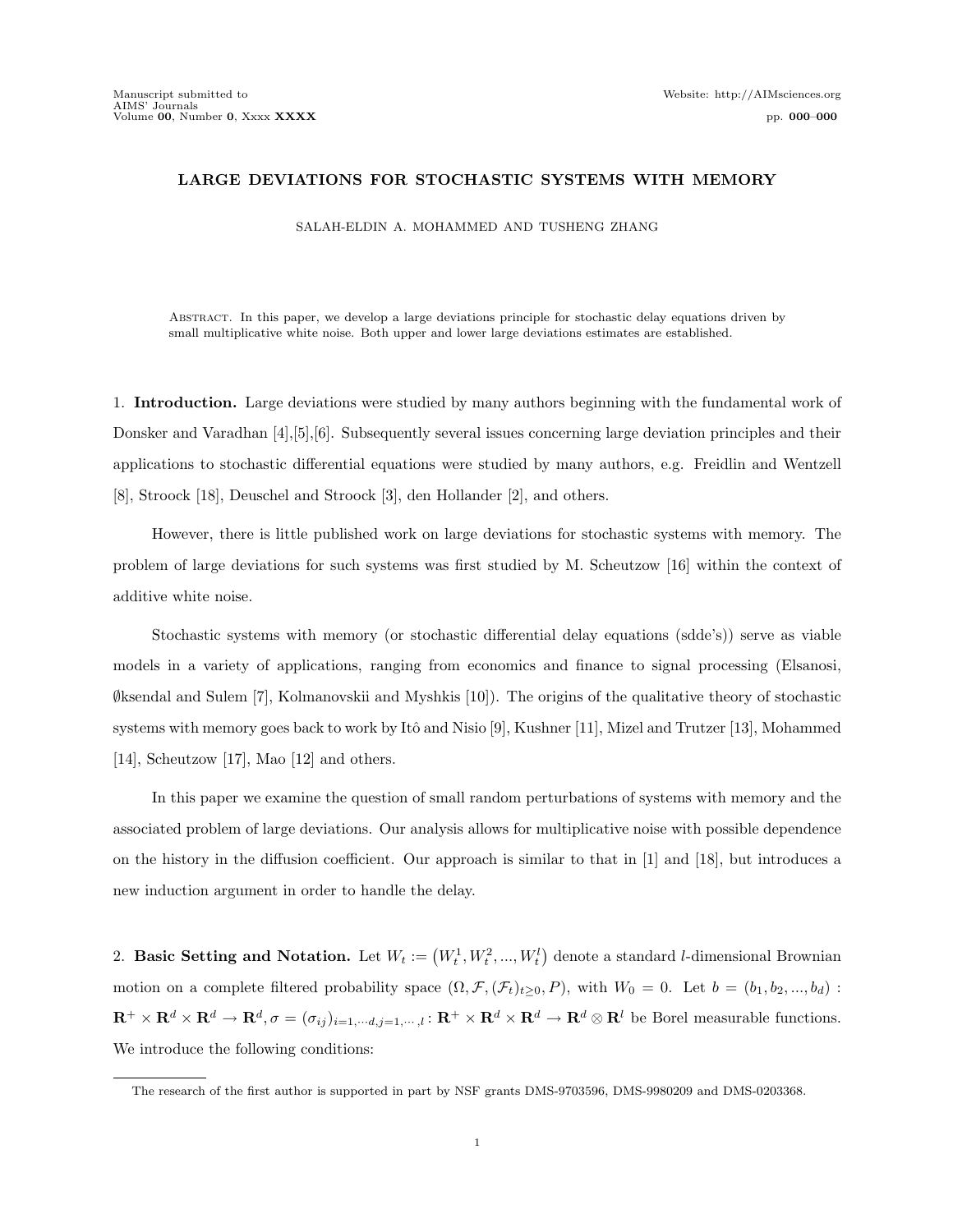# LARGE DEVIATIONS FOR STOCHASTIC SYSTEMS WITH MEMORY

SALAH-ELDIN A. MOHAMMED AND TUSHENG ZHANG

Abstract. In this paper, we develop a large deviations principle for stochastic delay equations driven by small multiplicative white noise. Both upper and lower large deviations estimates are established.

## 1. Introduction.

Large deviations were studied by many authors beginning with the fundamental work of Donsker and Varadhan [4],[5],[6]. Subsequently several issues concerning large deviation principles and their applications to stochastic differential equations were studied by many authors, e.g. Freidlin and Wentzell [8], Stroock [18], Deuschel and Stroock [3], den Hollander [2], and others.

However, there is little published work on large deviations for stochastic systems with memory. The problem of large deviations for such systems was first studied by M. Scheutzow [16] within the context of additive white noise.

Stochastic systems with memory (or stochastic differential delay equations (sdde's)) serve as viable models in a variety of applications, ranging from economics and finance to signal processing (Elsanosi, Øksendal and Sulem [7], Kolmanovskii and Myshkis [10]). The origins of the qualitative theory of stochastic systems with memory goes back to work by Itô and Nisio [9], Kushner [11], Mizel and Trutzer [13], Mohammed [14], Scheutzow [17], Mao [12] and others.

In this paper we examine the question of small random perturbations of systems with memory and the associated problem of large deviations. Our analysis allows for multiplicative noise with possible dependence on the history in the diffusion coefficient. Our approach is similar to that in [1] and [18], but introduces a new induction argument in order to handle the delay.

## 2. Basic Setting and Notation.

Let $W_t := \left(W_t^1, W_t^2, ..., W_t^l\right)$ denote a standard $l$-dimensional Brownian motion on a complete filtered probability space $(\Omega, \mathcal{F}, (\mathcal{F}_t)_{t\geq 0}, P)$, with $W_0 = 0$. Let $b = (b_1, b_2, ..., b_d) : \mathbf{R}^+ \times \mathbf{R}^d \times \mathbf{R}^d \to \mathbf{R}^d, \sigma = (\sigma_{ij})_{i=1,\cdots d, j=1,\cdots,l} : \mathbf{R}^+ \times \mathbf{R}^d \times \mathbf{R}^d \to \mathbf{R}^d \otimes \mathbf{R}^l$ be Borel measurable functions. We introduce the following conditions:

The research of the first author is supported in part by NSF grants DMS-9703596, DMS-9980209 and DMS-0203368.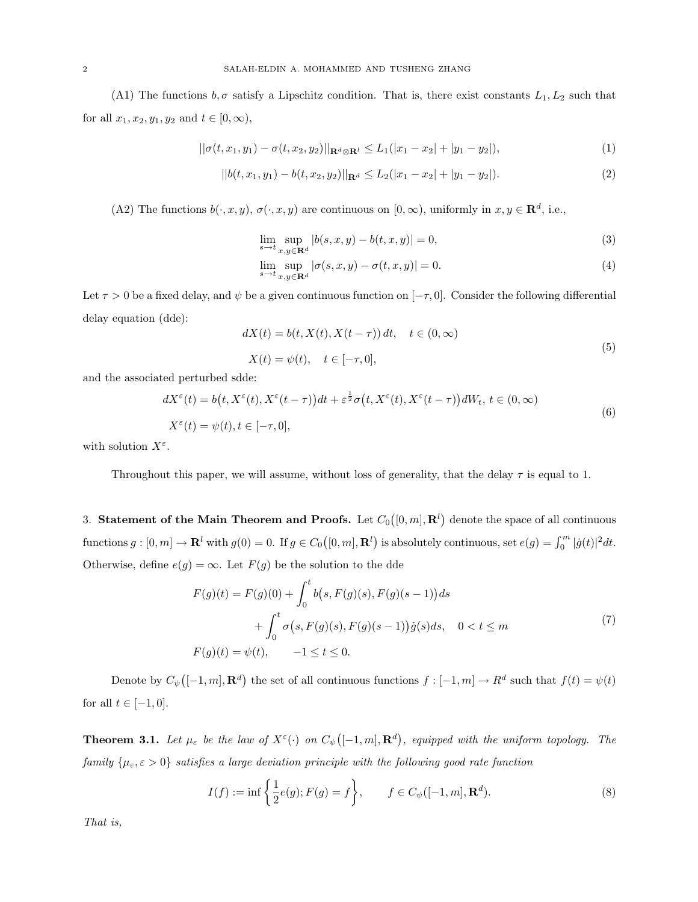(A1) The functions $b, \sigma$ satisfy a Lipschitz condition. That is, there exist constants $L_1, L_2$ such that for all $x_1, x_2, y_1, y_2$ and $t \in [0, \infty)$,

$$||\sigma(t, x_1, y_1) - \sigma(t, x_2, y_2)||_{\mathbf{R}^d \otimes \mathbf{R}^l} \leq L_1(|x_1 - x_2| + |y_1 - y_2|), \tag{1}$$

$$||b(t, x_1, y_1) - b(t, x_2, y_2)||_{\mathbf{R}^d} \leq L_2(|x_1 - x_2| + |y_1 - y_2|). \tag{2}$$

(A2) The functions $b(\cdot, x, y)$, $\sigma(\cdot, x, y)$ are continuous on $[0, \infty)$, uniformly in $x, y \in \mathbf{R}^d$, i.e.,

$$\lim_{s \to t} \sup_{x,y \in \mathbf{R}^d} |b(s, x, y) - b(t, x, y)| = 0, \tag{3}$$

$$\lim_{s \to t} \sup_{x,y \in \mathbf{R}^d} |\sigma(s, x, y) - \sigma(t, x, y)| = 0. \tag{4}$$

Let $\tau > 0$ be a fixed delay, and $\psi$ be a given continuous function on $[-\tau, 0]$. Consider the following differential delay equation (dde):

$$\begin{aligned} dX(t) &= b(t, X(t), X(t - \tau))\, dt, \quad t \in (0, \infty) \\ X(t) &= \psi(t), \quad t \in [-\tau, 0], \end{aligned} \tag{5}$$

and the associated perturbed sdde:

$$\begin{aligned} dX^\varepsilon(t) &= b\big(t, X^\varepsilon(t), X^\varepsilon(t - \tau)\big)dt + \varepsilon^{\frac{1}{2}} \sigma\big(t, X^\varepsilon(t), X^\varepsilon(t - \tau)\big) dW_t,\ t \in (0, \infty) \\ X^\varepsilon(t) &= \psi(t), t \in [-\tau, 0], \end{aligned} \tag{6}$$

with solution $X^\varepsilon$.

Throughout this paper, we will assume, without loss of generality, that the delay $\tau$ is equal to 1.

3. **Statement of the Main Theorem and Proofs.** Let $C_0\big([0, m], \mathbf{R}^l\big)$ denote the space of all continuous functions $g : [0, m] \to \mathbf{R}^l$ with $g(0) = 0$. If $g \in C_0\big([0, m], \mathbf{R}^l\big)$ is absolutely continuous, set $e(g) = \int_0^m |\dot{g}(t)|^2 dt$. Otherwise, define $e(g) = \infty$. Let $F(g)$ be the solution to the dde

$$\begin{aligned} F(g)(t) &= F(g)(0) + \int_0^t b\big(s, F(g)(s), F(g)(s-1)\big)\, ds \\ &\quad + \int_0^t \sigma\big(s, F(g)(s), F(g)(s-1)\big) \dot{g}(s) ds, \quad 0 < t \leq m \\ F(g)(t) &= \psi(t), \qquad -1 \leq t \leq 0. \end{aligned} \tag{7}$$

Denote by $C_\psi\big([-1, m], \mathbf{R}^d\big)$ the set of all continuous functions $f : [-1, m] \to R^d$ such that $f(t) = \psi(t)$ for all $t \in [-1, 0]$.

**Theorem 3.1.** *Let $\mu_\varepsilon$ be the law of $X^\varepsilon(\cdot)$ on $C_\psi\big([-1, m], \mathbf{R}^d\big)$, equipped with the uniform topology. The family $\{\mu_\varepsilon, \varepsilon > 0\}$ satisfies a large deviation principle with the following good rate function*

$$I(f) := \inf\left\{\frac{1}{2}e(g); F(g) = f\right\}, \qquad f \in C_\psi([-1, m], \mathbf{R}^d). \tag{8}$$

*That is,*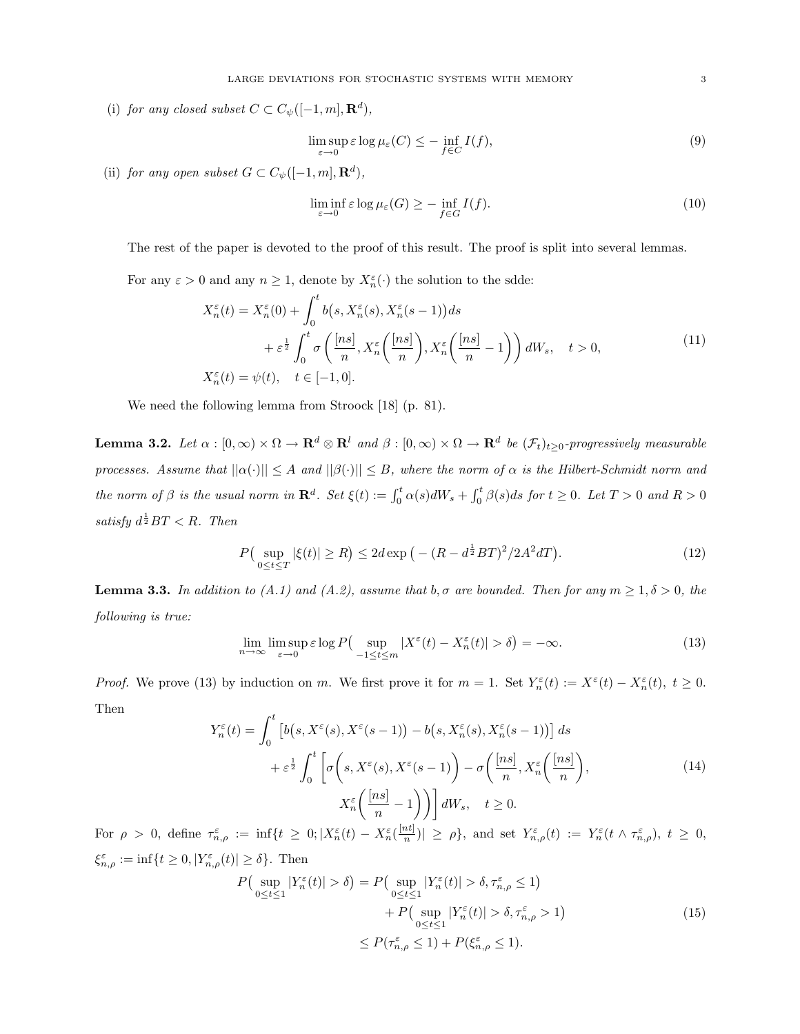(i) *for any closed subset $C \subset C_\psi([-1,m],\mathbf{R}^d)$,*

$$\limsup_{\varepsilon\to 0} \varepsilon \log \mu_\varepsilon(C) \le -\inf_{f\in C} I(f), \tag{9}$$

(ii) *for any open subset $G \subset C_\psi([-1,m],\mathbf{R}^d)$,*

$$\liminf_{\varepsilon\to 0} \varepsilon \log \mu_\varepsilon(G) \ge -\inf_{f\in G} I(f). \tag{10}$$

The rest of the paper is devoted to the proof of this result. The proof is split into several lemmas.

For any $\varepsilon > 0$ and any $n \ge 1$, denote by $X_n^\varepsilon(\cdot)$ the solution to the sdde:

$$\begin{aligned} X_n^\varepsilon(t) &= X_n^\varepsilon(0) + \int_0^t b\big(s, X_n^\varepsilon(s), X_n^\varepsilon(s-1)\big) ds \\ &\quad + \varepsilon^{\frac{1}{2}} \int_0^t \sigma\left(\frac{[ns]}{n}, X_n^\varepsilon\Big(\frac{[ns]}{n}\Big), X_n^\varepsilon\Big(\frac{[ns]}{n}-1\Big)\right) dW_s, \quad t > 0, \\ X_n^\varepsilon(t) &= \psi(t), \quad t \in [-1,0]. \end{aligned} \tag{11}$$

We need the following lemma from Stroock [18] (p. 81).

**Lemma 3.2.** *Let $\alpha : [0,\infty)\times\Omega \to \mathbf{R}^d \otimes \mathbf{R}^l$ and $\beta : [0,\infty)\times\Omega\to\mathbf{R}^d$ be $(\mathcal{F}_t)_{t\ge 0}$-progressively measurable processes. Assume that $||\alpha(\cdot)|| \le A$ and $||\beta(\cdot)|| \le B$, where the norm of $\alpha$ is the Hilbert-Schmidt norm and the norm of $\beta$ is the usual norm in $\mathbf{R}^d$. Set $\xi(t) := \int_0^t \alpha(s) dW_s + \int_0^t \beta(s) ds$ for $t \ge 0$. Let $T > 0$ and $R > 0$ satisfy $d^{\frac{1}{2}} BT < R$. Then*

$$P\big(\sup_{0\le t\le T} |\xi(t)| \ge R\big) \le 2d \exp\big(-(R - d^{\frac{1}{2}}BT)^2/2A^2 dT\big). \tag{12}$$

**Lemma 3.3.** *In addition to (A.1) and (A.2), assume that $b,\sigma$ are bounded. Then for any $m \ge 1, \delta > 0$, the following is true:*

$$\lim_{n\to\infty} \limsup_{\varepsilon\to 0} \varepsilon \log P\big(\sup_{-1\le t\le m} |X^\varepsilon(t) - X_n^\varepsilon(t)| > \delta\big) = -\infty. \tag{13}$$

*Proof.* We prove (13) by induction on $m$. We first prove it for $m = 1$. Set $Y_n^\varepsilon(t) := X^\varepsilon(t) - X_n^\varepsilon(t)$, $t \ge 0$. Then

$$\begin{aligned} Y_n^\varepsilon(t) &= \int_0^t \big[b\big(s, X^\varepsilon(s), X^\varepsilon(s-1)\big) - b\big(s, X_n^\varepsilon(s), X_n^\varepsilon(s-1)\big)\big] ds \\ &\quad + \varepsilon^{\frac{1}{2}} \int_0^t \left[\sigma\Big(s, X^\varepsilon(s), X^\varepsilon(s-1)\Big) - \sigma\Big(\frac{[ns]}{n}, X_n^\varepsilon\Big(\frac{[ns]}{n}\Big), \right. \\ &\qquad\qquad \left. X_n^\varepsilon\Big(\frac{[ns]}{n} - 1\Big)\Big)\right] dW_s, \quad t \ge 0. \end{aligned} \tag{14}$$

For $\rho > 0$, define $\tau_{n,\rho}^\varepsilon := \inf\{t \ge 0; |X_n^\varepsilon(t) - X_n^\varepsilon(\frac{[nt]}{n})| \ge \rho\}$, and set $Y_{n,\rho}^\varepsilon(t) := Y_n^\varepsilon(t \wedge \tau_{n,\rho}^\varepsilon)$, $t \ge 0$, $\xi_{n,\rho}^\varepsilon := \inf\{t \ge 0, |Y_{n,\rho}^\varepsilon(t)| \ge \delta\}$. Then

$$\begin{aligned} P\big(\sup_{0\le t\le 1} |Y_n^\varepsilon(t)| > \delta\big) &= P\big(\sup_{0\le t\le 1} |Y_n^\varepsilon(t)| > \delta, \tau_{n,\rho}^\varepsilon \le 1\big) \\ &\quad + P\big(\sup_{0\le t\le 1} |Y_n^\varepsilon(t)| > \delta, \tau_{n,\rho}^\varepsilon > 1\big) \\ &\le P(\tau_{n,\rho}^\varepsilon \le 1) + P(\xi_{n,\rho}^\varepsilon \le 1). \end{aligned} \tag{15}$$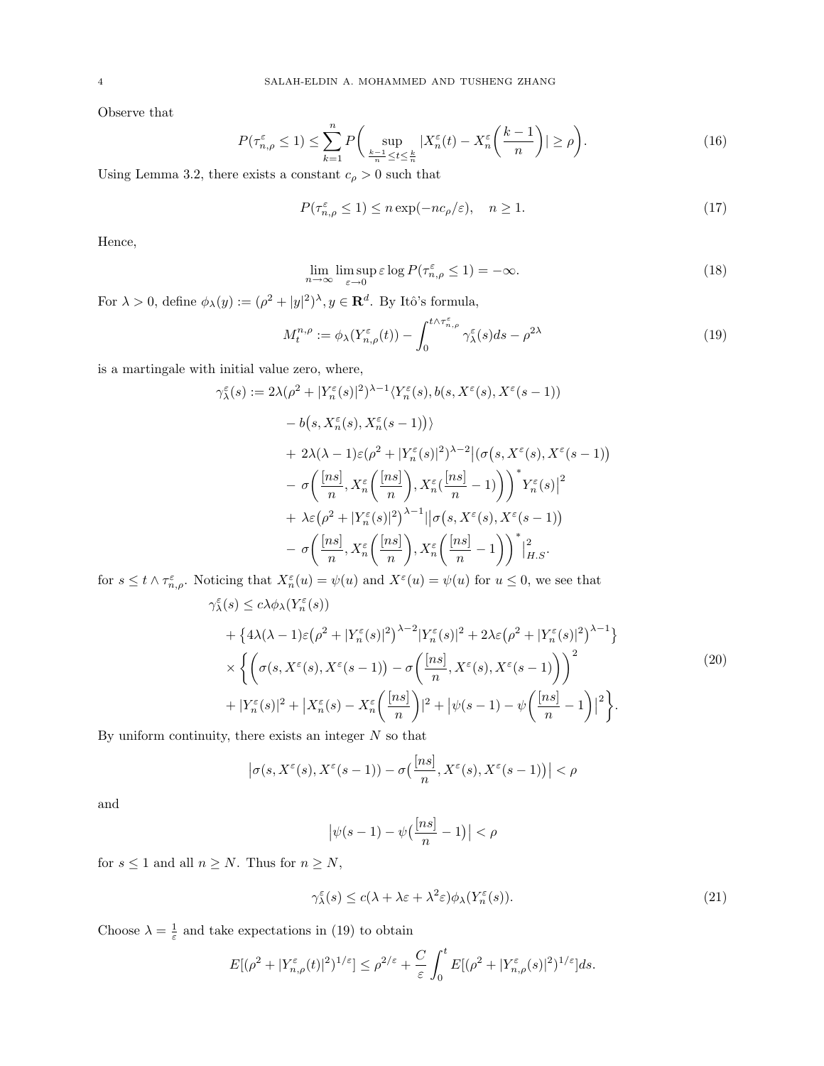Observe that

$$P(\tau^\varepsilon_{n,\rho} \le 1) \le \sum_{k=1}^n P\bigg( \sup_{\frac{k-1}{n} \le t \le \frac{k}{n}} |X^\varepsilon_n(t) - X^\varepsilon_n\Big(\frac{k-1}{n}\Big)| \ge \rho \bigg). \tag{16}$$

Using Lemma 3.2, there exists a constant $c_\rho > 0$ such that

$$P(\tau^\varepsilon_{n,\rho} \le 1) \le n \exp(-nc_\rho/\varepsilon), \quad n \ge 1. \tag{17}$$

Hence,

$$\lim_{n\to\infty} \limsup_{\varepsilon \to 0} \varepsilon \log P(\tau^\varepsilon_{n,\rho} \le 1) = -\infty. \tag{18}$$

For $\lambda > 0$, define $\phi_\lambda(y) := (\rho^2 + |y|^2)^\lambda, y \in \mathbf{R}^d$. By Itô's formula,

$$M^{n,\rho}_t := \phi_\lambda(Y^\varepsilon_{n,\rho}(t)) - \int_0^{t\wedge \tau^\varepsilon_{n,\rho}} \gamma^\varepsilon_\lambda(s) ds - \rho^{2\lambda} \tag{19}$$

is a martingale with initial value zero, where,

$$\begin{aligned}
\gamma^\varepsilon_\lambda(s) :=\ & 2\lambda(\rho^2 + |Y^\varepsilon_n(s)|^2)^{\lambda-1} \langle Y^\varepsilon_n(s), b(s, X^\varepsilon(s), X^\varepsilon(s-1)) \\
& - b\big(s, X^\varepsilon_n(s), X^\varepsilon_n(s-1)\big)\rangle \\
& +\ 2\lambda(\lambda-1)\varepsilon(\rho^2 + |Y^\varepsilon_n(s)|^2)^{\lambda-2} \big|(\sigma\big(s, X^\varepsilon(s), X^\varepsilon(s-1)\big) \\
& -\ \sigma\bigg(\frac{[ns]}{n}, X^\varepsilon_n\Big(\frac{[ns]}{n}\Big), X^\varepsilon_n(\frac{[ns]}{n}-1)\bigg)\bigg)^* Y^\varepsilon_n(s)\big|^2 \\
& +\ \lambda\varepsilon\big(\rho^2 + |Y^\varepsilon_n(s)|^2\big)^{\lambda-1} \big|\big|\sigma\big(s, X^\varepsilon(s), X^\varepsilon(s-1)\big) \\
& -\ \sigma\bigg(\frac{[ns]}{n}, X^\varepsilon_n\Big(\frac{[ns]}{n}\Big), X^\varepsilon_n\Big(\frac{[ns]}{n}-1\Big)\bigg)^* \big|^2_{H.S}.
\end{aligned}$$

for $s \le t \wedge \tau^\varepsilon_{n,\rho}$. Noticing that $X^\varepsilon_n(u) = \psi(u)$ and $X^\varepsilon(u) = \psi(u)$ for $u \le 0$, we see that

$$\begin{aligned}
\gamma^\varepsilon_\lambda(s) \le\ & c\lambda\phi_\lambda(Y^\varepsilon_n(s)) \\
& + \big\{4\lambda(\lambda-1)\varepsilon\big(\rho^2 + |Y^\varepsilon_n(s)|^2\big)^{\lambda-2}|Y^\varepsilon_n(s)|^2 + 2\lambda\varepsilon\big(\rho^2 + |Y^\varepsilon_n(s)|^2\big)^{\lambda-1}\big\} \\
& \times \bigg\{ \bigg(\sigma\big(s, X^\varepsilon(s), X^\varepsilon(s-1)\big) - \sigma\bigg(\frac{[ns]}{n}, X^\varepsilon(s), X^\varepsilon(s-1)\bigg)\bigg)^2 \\
& + |Y^\varepsilon_n(s)|^2 + \big|X^\varepsilon_n(s) - X^\varepsilon_n\Big(\frac{[ns]}{n}\Big)\big|^2 + \big|\psi(s-1) - \psi\Big(\frac{[ns]}{n}-1\Big)\big|^2 \bigg\}.
\end{aligned} \tag{20}$$

By uniform continuity, there exists an integer $N$ so that

$$\big|\sigma(s, X^\varepsilon(s), X^\varepsilon(s-1)) - \sigma\big(\frac{[ns]}{n}, X^\varepsilon(s), X^\varepsilon(s-1)\big)\big| < \rho$$

and

$$\big|\psi(s-1) - \psi\big(\frac{[ns]}{n}-1\big)\big| < \rho$$

for $s \le 1$ and all $n \ge N$. Thus for $n \ge N$,

$$\gamma^\varepsilon_\lambda(s) \le c(\lambda + \lambda\varepsilon + \lambda^2\varepsilon)\phi_\lambda(Y^\varepsilon_n(s)). \tag{21}$$

Choose $\lambda = \frac{1}{\varepsilon}$ and take expectations in (19) to obtain

$$E[(\rho^2 + |Y^\varepsilon_{n,\rho}(t)|^2)^{1/\varepsilon}] \le \rho^{2/\varepsilon} + \frac{C}{\varepsilon}\int_0^t E[(\rho^2 + |Y^\varepsilon_{n,\rho}(s)|^2)^{1/\varepsilon}] ds.$$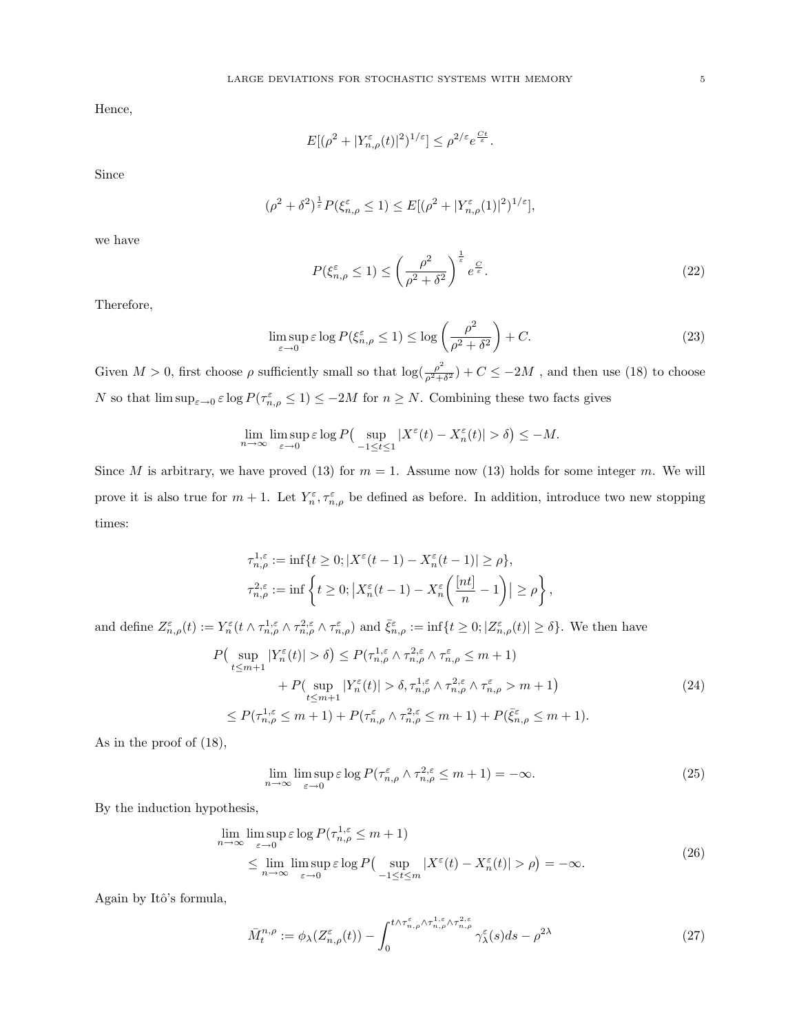Hence,

$$E[(\rho^2 + |Y^\varepsilon_{n,\rho}(t)|^2)^{1/\varepsilon}] \le \rho^{2/\varepsilon} e^{\frac{Ct}{\varepsilon}}.$$

Since

$$(\rho^2 + \delta^2)^{\frac{1}{\varepsilon}} P(\xi^\varepsilon_{n,\rho} \le 1) \le E[(\rho^2 + |Y^\varepsilon_{n,\rho}(1)|^2)^{1/\varepsilon}],$$

we have

$$P(\xi^\varepsilon_{n,\rho} \le 1) \le \left(\frac{\rho^2}{\rho^2 + \delta^2}\right)^{\frac{1}{\varepsilon}} e^{\frac{C}{\varepsilon}}. \tag{22}$$

Therefore,

$$\limsup_{\varepsilon \to 0} \varepsilon \log P(\xi^\varepsilon_{n,\rho} \le 1) \le \log\left(\frac{\rho^2}{\rho^2 + \delta^2}\right) + C. \tag{23}$$

Given $M > 0$, first choose $\rho$ sufficiently small so that $\log(\frac{\rho^2}{\rho^2+\delta^2}) + C \le -2M$ , and then use (18) to choose $N$ so that $\limsup_{\varepsilon \to 0} \varepsilon \log P(\tau^\varepsilon_{n,\rho} \le 1) \le -2M$ for $n \ge N$. Combining these two facts gives

$$\lim_{n \to \infty} \limsup_{\varepsilon \to 0} \varepsilon \log P\big(\sup_{-1 \le t \le 1} |X^\varepsilon(t) - X^\varepsilon_n(t)| > \delta\big) \le -M.$$

Since $M$ is arbitrary, we have proved (13) for $m = 1$. Assume now (13) holds for some integer $m$. We will prove it is also true for $m + 1$. Let $Y^\varepsilon_n, \tau^\varepsilon_{n,\rho}$ be defined as before. In addition, introduce two new stopping times:

$$\tau^{1,\varepsilon}_{n,\rho} := \inf\{t \ge 0; |X^\varepsilon(t-1) - X^\varepsilon_n(t-1)| \ge \rho\},$$
$$\tau^{2,\varepsilon}_{n,\rho} := \inf\left\{t \ge 0; \big|X^\varepsilon_n(t-1) - X^\varepsilon_n\Big(\frac{[nt]}{n} - 1\Big)\big| \ge \rho\right\},$$

and define $Z^\varepsilon_{n,\rho}(t) := Y^\varepsilon_n(t \wedge \tau^{1,\varepsilon}_{n,\rho} \wedge \tau^{2,\varepsilon}_{n,\rho} \wedge \tau^\varepsilon_{n,\rho})$ and $\bar{\xi}^\varepsilon_{n,\rho} := \inf\{t \ge 0; |Z^\varepsilon_{n,\rho}(t)| \ge \delta\}$. We then have

$$\begin{aligned}
P\big(\sup_{t \le m+1} |Y^\varepsilon_n(t)| > \delta\big) &\le P(\tau^{1,\varepsilon}_{n,\rho} \wedge \tau^{2,\varepsilon}_{n,\rho} \wedge \tau^\varepsilon_{n,\rho} \le m+1) \\
&\quad + P\big(\sup_{t \le m+1} |Y^\varepsilon_n(t)| > \delta, \tau^{1,\varepsilon}_{n,\rho} \wedge \tau^{2,\varepsilon}_{n,\rho} \wedge \tau^\varepsilon_{n,\rho} > m+1\big) \\
&\le P(\tau^{1,\varepsilon}_{n,\rho} \le m+1) + P(\tau^\varepsilon_{n,\rho} \wedge \tau^{2,\varepsilon}_{n,\rho} \le m+1) + P(\bar{\xi}^\varepsilon_{n,\rho} \le m+1).
\end{aligned} \tag{24}$$

As in the proof of (18),

$$\lim_{n \to \infty} \limsup_{\varepsilon \to 0} \varepsilon \log P(\tau^\varepsilon_{n,\rho} \wedge \tau^{2,\varepsilon}_{n,\rho} \le m+1) = -\infty. \tag{25}$$

By the induction hypothesis,

$$\begin{aligned}
&\lim_{n \to \infty} \limsup_{\varepsilon \to 0} \varepsilon \log P(\tau^{1,\varepsilon}_{n,\rho} \le m+1) \\
&\quad \le \lim_{n \to \infty} \limsup_{\varepsilon \to 0} \varepsilon \log P\big(\sup_{-1 \le t \le m} |X^\varepsilon(t) - X^\varepsilon_n(t)| > \rho\big) = -\infty.
\end{aligned} \tag{26}$$

Again by Itô's formula,

$$\bar{M}^{n,\rho}_t := \phi_\lambda(Z^\varepsilon_{n,\rho}(t)) - \int_0^{t \wedge \tau^\varepsilon_{n,\rho} \wedge \tau^{1,\varepsilon}_{n,\rho} \wedge \tau^{2,\varepsilon}_{n,\rho}} \gamma^\varepsilon_\lambda(s) ds - \rho^{2\lambda} \tag{27}$$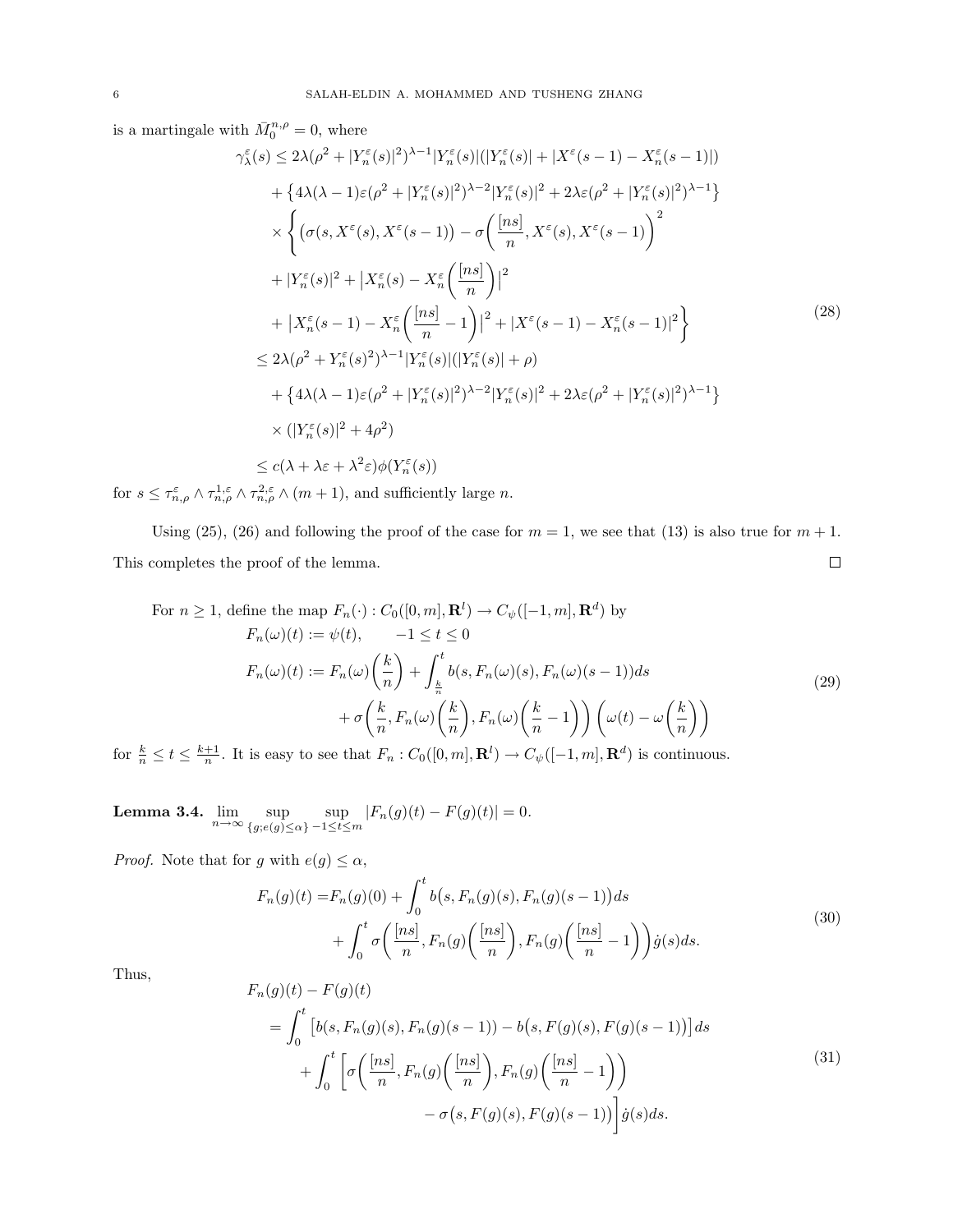is a martingale with $\bar{M}_0^{n,\rho} = 0$, where

$$
\begin{aligned}
\gamma_\lambda^\varepsilon(s) \leq\ & 2\lambda(\rho^2 + |Y_n^\varepsilon(s)|^2)^{\lambda-1}|Y_n^\varepsilon(s)|(|Y_n^\varepsilon(s)| + |X^\varepsilon(s-1) - X_n^\varepsilon(s-1)|) \\
& + \left\{4\lambda(\lambda-1)\varepsilon(\rho^2 + |Y_n^\varepsilon(s)|^2)^{\lambda-2}|Y_n^\varepsilon(s)|^2 + 2\lambda\varepsilon(\rho^2 + |Y_n^\varepsilon(s)|^2)^{\lambda-1}\right\} \\
& \times \left\{ \left(\sigma(s, X^\varepsilon(s), X^\varepsilon(s-1)\right) - \sigma\left(\frac{[ns]}{n}, X^\varepsilon(s), X^\varepsilon(s-1)\right)^2 \right. \\
& + |Y_n^\varepsilon(s)|^2 + \left|X_n^\varepsilon(s) - X_n^\varepsilon\left(\frac{[ns]}{n}\right)\right|^2 \\
& \left. + \left|X_n^\varepsilon(s-1) - X_n^\varepsilon\left(\frac{[ns]}{n} - 1\right)\right|^2 + |X^\varepsilon(s-1) - X_n^\varepsilon(s-1)|^2 \right\} \\
\leq\ & 2\lambda(\rho^2 + Y_n^\varepsilon(s)^2)^{\lambda-1}|Y_n^\varepsilon(s)|(|Y_n^\varepsilon(s)| + \rho) \\
& + \left\{4\lambda(\lambda-1)\varepsilon(\rho^2 + |Y_n^\varepsilon(s)|^2)^{\lambda-2}|Y_n^\varepsilon(s)|^2 + 2\lambda\varepsilon(\rho^2 + |Y_n^\varepsilon(s)|^2)^{\lambda-1}\right\} \\
& \times (|Y_n^\varepsilon(s)|^2 + 4\rho^2) \\
\leq\ & c(\lambda + \lambda\varepsilon + \lambda^2\varepsilon)\phi(Y_n^\varepsilon(s))
\end{aligned}
\tag{28}
$$

for $s \leq \tau_{n,\rho}^\varepsilon \wedge \tau_{n,\rho}^{1,\varepsilon} \wedge \tau_{n,\rho}^{2,\varepsilon} \wedge (m+1)$, and sufficiently large $n$.

Using (25), (26) and following the proof of the case for $m = 1$, we see that (13) is also true for $m+1$. This completes the proof of the lemma. $\square$

For $n \geq 1$, define the map $F_n(\cdot) : C_0([0,m], \mathbf{R}^l) \to C_\psi([-1,m], \mathbf{R}^d)$ by

$$
\begin{aligned}
F_n(\omega)(t) &:= \psi(t), \qquad -1 \leq t \leq 0 \\
F_n(\omega)(t) &:= F_n(\omega)\left(\frac{k}{n}\right) + \int_{\frac{k}{n}}^t b(s, F_n(\omega)(s), F_n(\omega)(s-1))ds \\
&\qquad + \sigma\left(\frac{k}{n}, F_n(\omega)\left(\frac{k}{n}\right), F_n(\omega)\left(\frac{k}{n} - 1\right)\right)\left(\omega(t) - \omega\left(\frac{k}{n}\right)\right)
\end{aligned}
\tag{29}
$$

for $\frac{k}{n} \leq t \leq \frac{k+1}{n}$. It is easy to see that $F_n : C_0([0,m], \mathbf{R}^l) \to C_\psi([-1,m], \mathbf{R}^d)$ is continuous.

**Lemma 3.4.** $\lim_{n\to\infty} \sup_{\{g; e(g) \leq \alpha\}} \sup_{-1 \leq t \leq m} |F_n(g)(t) - F(g)(t)| = 0.$

*Proof.* Note that for $g$ with $e(g) \leq \alpha$,

$$
\begin{aligned}
F_n(g)(t) =& F_n(g)(0) + \int_0^t b\big(s, F_n(g)(s), F_n(g)(s-1)\big)ds \\
& + \int_0^t \sigma\left(\frac{[ns]}{n}, F_n(g)\left(\frac{[ns]}{n}\right), F_n(g)\left(\frac{[ns]}{n} - 1\right)\right)\dot{g}(s)ds.
\end{aligned}
\tag{30}
$$

Thus,

$$
\begin{aligned}
& F_n(g)(t) - F(g)(t) \\
&= \int_0^t \left[b(s, F_n(g)(s), F_n(g)(s-1)) - b\big(s, F(g)(s), F(g)(s-1)\big)\right]ds \\
&\quad + \int_0^t \left[\sigma\left(\frac{[ns]}{n}, F_n(g)\left(\frac{[ns]}{n}\right), F_n(g)\left(\frac{[ns]}{n} - 1\right)\right)\right. \\
&\qquad \left. - \sigma\big(s, F(g)(s), F(g)(s-1)\big)\right]\dot{g}(s)ds.
\end{aligned}
\tag{31}
$$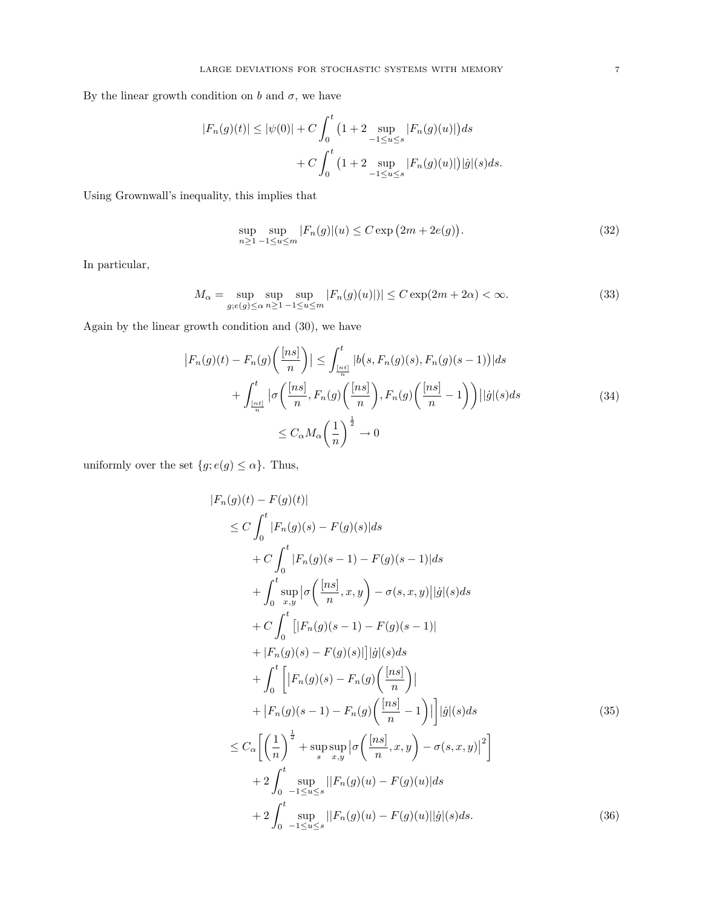By the linear growth condition on $b$ and $\sigma$, we have

$$
\begin{aligned}
|F_n(g)(t)| \le |\psi(0)| &+ C\int_0^t \big(1 + 2\sup_{-1\le u\le s}|F_n(g)(u)|\big)ds \\
&+ C\int_0^t \big(1 + 2\sup_{-1\le u\le s}|F_n(g)(u)|\big)|\dot{g}|(s)ds.
\end{aligned}
$$

Using Grownwall's inequality, this implies that

$$
\sup_{n\ge 1}\sup_{-1\le u\le m}|F_n(g)|(u) \le C\exp\big(2m + 2e(g)\big). \tag{32}
$$

In particular,

$$
M_\alpha = \sup_{g;e(g)\le\alpha}\sup_{n\ge 1}\sup_{-1\le u\le m}|F_n(g)(u)|)| \le C\exp(2m+2\alpha) < \infty. \tag{33}
$$

Again by the linear growth condition and (30), we have

$$
\begin{aligned}
\big|F_n(g)(t) - F_n(g)\Big(\frac{[ns]}{n}\Big)\big| &\le \int_{\frac{[nt]}{n}}^t \big|b\big(s, F_n(g)(s), F_n(g)(s-1)\big)\big|ds \\
&+ \int_{\frac{[nt]}{n}}^t \Big|\sigma\Big(\frac{[ns]}{n}, F_n(g)\Big(\frac{[ns]}{n}\Big), F_n(g)\Big(\frac{[ns]}{n}-1\Big)\Big)\Big||\dot{g}|(s)ds \\
&\le C_\alpha M_\alpha\Big(\frac{1}{n}\Big)^{\frac{1}{2}} \to 0
\end{aligned}
\tag{34}
$$

uniformly over the set $\{g; e(g)\le\alpha\}$. Thus,

$$
\begin{aligned}
&|F_n(g)(t) - F(g)(t)| \\
&\le C\int_0^t |F_n(g)(s) - F(g)(s)|ds \\
&\quad + C\int_0^t |F_n(g)(s-1) - F(g)(s-1)|ds \\
&\quad + \int_0^t \sup_{x,y}\Big|\sigma\Big(\frac{[ns]}{n}, x, y\Big) - \sigma(s,x,y)\Big||\dot{g}|(s)ds \\
&\quad + C\int_0^t \big[|F_n(g)(s-1) - F(g)(s-1)| \\
&\quad + |F_n(g)(s) - F(g)(s)|\big]|\dot{g}|(s)ds \\
&\quad + \int_0^t \Big[\Big|F_n(g)(s) - F_n(g)\Big(\frac{[ns]}{n}\Big)\Big| \\
&\quad + \Big|F_n(g)(s-1) - F_n(g)\Big(\frac{[ns]}{n}-1\Big)\Big|\Big]|\dot{g}|(s)ds 
\end{aligned}
\tag{35}
$$

$$
\begin{aligned}
&\le C_\alpha\Big[\Big(\frac{1}{n}\Big)^{\frac{1}{2}} + \sup_s\sup_{x,y}\Big|\sigma\Big(\frac{[ns]}{n}, x, y\Big) - \sigma(s,x,y)\Big|^2\Big] \\
&\quad + 2\int_0^t \sup_{-1\le u\le s}||F_n(g)(u) - F(g)(u)|ds \\
&\quad + 2\int_0^t \sup_{-1\le u\le s}||F_n(g)(u) - F(g)(u)||\dot{g}|(s)ds.
\end{aligned}
\tag{36}
$$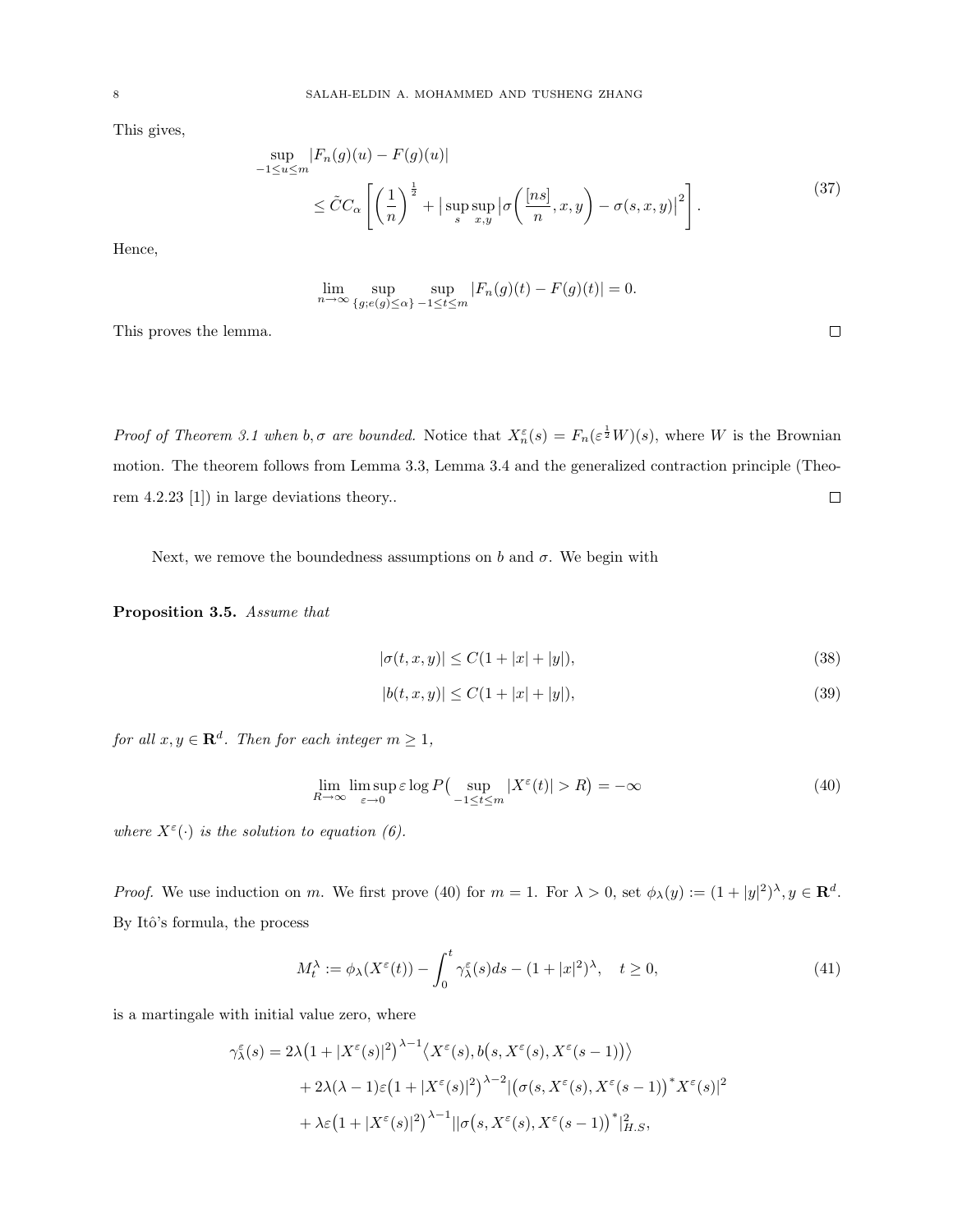This gives,

$$
\begin{aligned}
&\sup_{-1\le u\le m}|F_n(g)(u)-F(g)(u)| \\
&\qquad \le \tilde{C}C_\alpha\left[\left(\frac{1}{n}\right)^{\frac{1}{2}}+\big|\sup_s\sup_{x,y}\big|\sigma\Big(\frac{[ns]}{n},x,y\Big)-\sigma(s,x,y)\big|^2\right].
\end{aligned}
\tag{37}
$$

Hence,

$$
\lim_{n\to\infty}\sup_{\{g;e(g)\le\alpha\}}\sup_{-1\le t\le m}|F_n(g)(t)-F(g)(t)|=0.
$$

This proves the lemma. □

*Proof of Theorem 3.1 when $b,\sigma$ are bounded.* Notice that $X_n^\varepsilon(s)=F_n(\varepsilon^{\frac{1}{2}}W)(s)$, where $W$ is the Brownian motion. The theorem follows from Lemma 3.3, Lemma 3.4 and the generalized contraction principle (Theorem 4.2.23 [1]) in large deviations theory.. □

Next, we remove the boundedness assumptions on $b$ and $\sigma$. We begin with

**Proposition 3.5.** *Assume that*

$$
|\sigma(t,x,y)|\le C(1+|x|+|y|), \tag{38}
$$

$$
|b(t,x,y)|\le C(1+|x|+|y|), \tag{39}
$$

*for all $x,y\in\mathbf{R}^d$. Then for each integer $m\ge 1$,*

$$
\lim_{R\to\infty}\limsup_{\varepsilon\to 0}\varepsilon\log P\big(\sup_{-1\le t\le m}|X^\varepsilon(t)|>R\big)=-\infty \tag{40}
$$

*where $X^\varepsilon(\cdot)$ is the solution to equation (6).*

*Proof.* We use induction on $m$. We first prove (40) for $m=1$. For $\lambda>0$, set $\phi_\lambda(y):=(1+|y|^2)^\lambda, y\in\mathbf{R}^d$. By Itô's formula, the process

$$
M_t^\lambda:=\phi_\lambda(X^\varepsilon(t))-\int_0^t\gamma_\lambda^\varepsilon(s)ds-(1+|x|^2)^\lambda,\quad t\ge 0, \tag{41}
$$

is a martingale with initial value zero, where

$$
\begin{aligned}
\gamma_\lambda^\varepsilon(s)&=2\lambda\big(1+|X^\varepsilon(s)|^2\big)^{\lambda-1}\big\langle X^\varepsilon(s),b\big(s,X^\varepsilon(s),X^\varepsilon(s-1)\big)\big\rangle\\
&\quad+2\lambda(\lambda-1)\varepsilon\big(1+|X^\varepsilon(s)|^2\big)^{\lambda-2}\big|\big(\sigma(s,X^\varepsilon(s),X^\varepsilon(s-1)\big)^*X^\varepsilon(s)|^2\\
&\quad+\lambda\varepsilon\big(1+|X^\varepsilon(s)|^2\big)^{\lambda-1}||\sigma\big(s,X^\varepsilon(s),X^\varepsilon(s-1)\big)^*|_{H.S}^2,
\end{aligned}
$$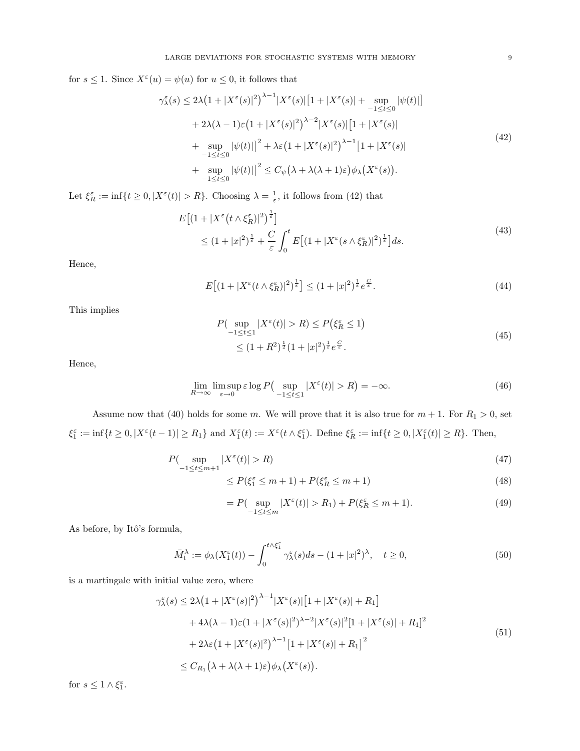for $s \le 1$. Since $X^\varepsilon(u) = \psi(u)$ for $u \le 0$, it follows that

$$
\begin{aligned}
\gamma_\lambda^\varepsilon(s) &\le 2\lambda\big(1+|X^\varepsilon(s)|^2\big)^{\lambda-1}|X^\varepsilon(s)|\big[1+|X^\varepsilon(s)|+\sup_{-1\le t\le 0}|\psi(t)|\big] \\
&\quad + 2\lambda(\lambda-1)\varepsilon\big(1+|X^\varepsilon(s)|^2\big)^{\lambda-2}|X^\varepsilon(s)|\big[1+|X^\varepsilon(s)| \\
&\quad + \sup_{-1\le t\le 0}|\psi(t)|\big]^2 + \lambda\varepsilon\big(1+|X^\varepsilon(s)|^2\big)^{\lambda-1}\big[1+|X^\varepsilon(s)| \\
&\quad + \sup_{-1\le t\le 0}|\psi(t)|\big]^2 \le C_\psi\big(\lambda+\lambda(\lambda+1)\varepsilon\big)\phi_\lambda\big(X^\varepsilon(s)\big).
\end{aligned}
\tag{42}
$$

Let $\xi_R^\varepsilon := \inf\{t\ge 0, |X^\varepsilon(t)|>R\}$. Choosing $\lambda = \frac{1}{\varepsilon}$, it follows from (42) that

$$
\begin{aligned}
&E\big[(1+|X^\varepsilon\big(t\wedge\xi_R^\varepsilon\big)|^2\big)^{\frac{1}{\varepsilon}}\big] \\
&\quad\le (1+|x|^2)^{\frac{1}{\varepsilon}} + \frac{C}{\varepsilon}\int_0^t E\big[(1+|X^\varepsilon(s\wedge\xi_R^\varepsilon)|^2)^{\frac{1}{\varepsilon}}\big]ds.
\end{aligned}
\tag{43}
$$

Hence,

$$
E\big[(1+|X^\varepsilon(t\wedge\xi_R^\varepsilon)|^2)^{\frac{1}{\varepsilon}}\big] \le (1+|x|^2)^{\frac{1}{\varepsilon}}e^{\frac{C}{\varepsilon}}.
\tag{44}
$$

This implies

$$
\begin{aligned}
P\big(\sup_{-1\le t\le 1}|X^\varepsilon(t)|>R\big) &\le P\big(\xi_R^\varepsilon \le 1\big) \\
&\le (1+R^2)^{\frac{1}{\varepsilon}}(1+|x|^2)^{\frac{1}{\varepsilon}}e^{\frac{C}{\varepsilon}}.
\end{aligned}
\tag{45}
$$

Hence,

$$
\lim_{R\to\infty}\limsup_{\varepsilon\to 0}\varepsilon\log P\big(\sup_{-1\le t\le 1}|X^\varepsilon(t)|>R\big) = -\infty.
\tag{46}
$$

Assume now that (40) holds for some $m$. We will prove that it is also true for $m+1$. For $R_1>0$, set $\xi_1^\varepsilon := \inf\{t\ge 0, |X^\varepsilon(t-1)|\ge R_1\}$ and $X_1^\varepsilon(t) := X^\varepsilon(t\wedge\xi_1^\varepsilon)$. Define $\xi_R^\varepsilon := \inf\{t\ge 0, |X_1^\varepsilon(t)|\ge R\}$. Then,

$$
P\big(\sup_{-1\le t\le m+1}|X^\varepsilon(t)|>R\big)
\tag{47}
$$

$$
\le P(\xi_1^\varepsilon\le m+1) + P(\xi_R^\varepsilon \le m+1)
\tag{48}
$$

$$
= P\big(\sup_{-1\le t\le m}|X^\varepsilon(t)|>R_1\big) + P(\xi_R^\varepsilon\le m+1).
\tag{49}
$$

As before, by Itô's formula,

$$
\bar{M}_t^\lambda := \phi_\lambda(X_1^\varepsilon(t)) - \int_0^{t\wedge\xi_1^\varepsilon}\gamma_\lambda^\varepsilon(s)ds - (1+|x|^2)^\lambda, \quad t\ge 0,
\tag{50}
$$

is a martingale with initial value zero, where

$$
\begin{aligned}
\gamma_\lambda^\varepsilon(s) &\le 2\lambda\big(1+|X^\varepsilon(s)|^2\big)^{\lambda-1}|X^\varepsilon(s)|\big[1+|X^\varepsilon(s)|+R_1\big] \\
&\quad + 4\lambda(\lambda-1)\varepsilon(1+|X^\varepsilon(s)|^2)^{\lambda-2}|X^\varepsilon(s)|^2[1+|X^\varepsilon(s)|+R_1]^2 \\
&\quad + 2\lambda\varepsilon\big(1+|X^\varepsilon(s)|^2\big)^{\lambda-1}\big[1+|X^\varepsilon(s)|+R_1\big]^2 \\
&\le C_{R_1}\big(\lambda+\lambda(\lambda+1)\varepsilon\big)\phi_\lambda\big(X^\varepsilon(s)\big).
\end{aligned}
\tag{51}
$$

for $s\le 1\wedge\xi_1^\varepsilon$.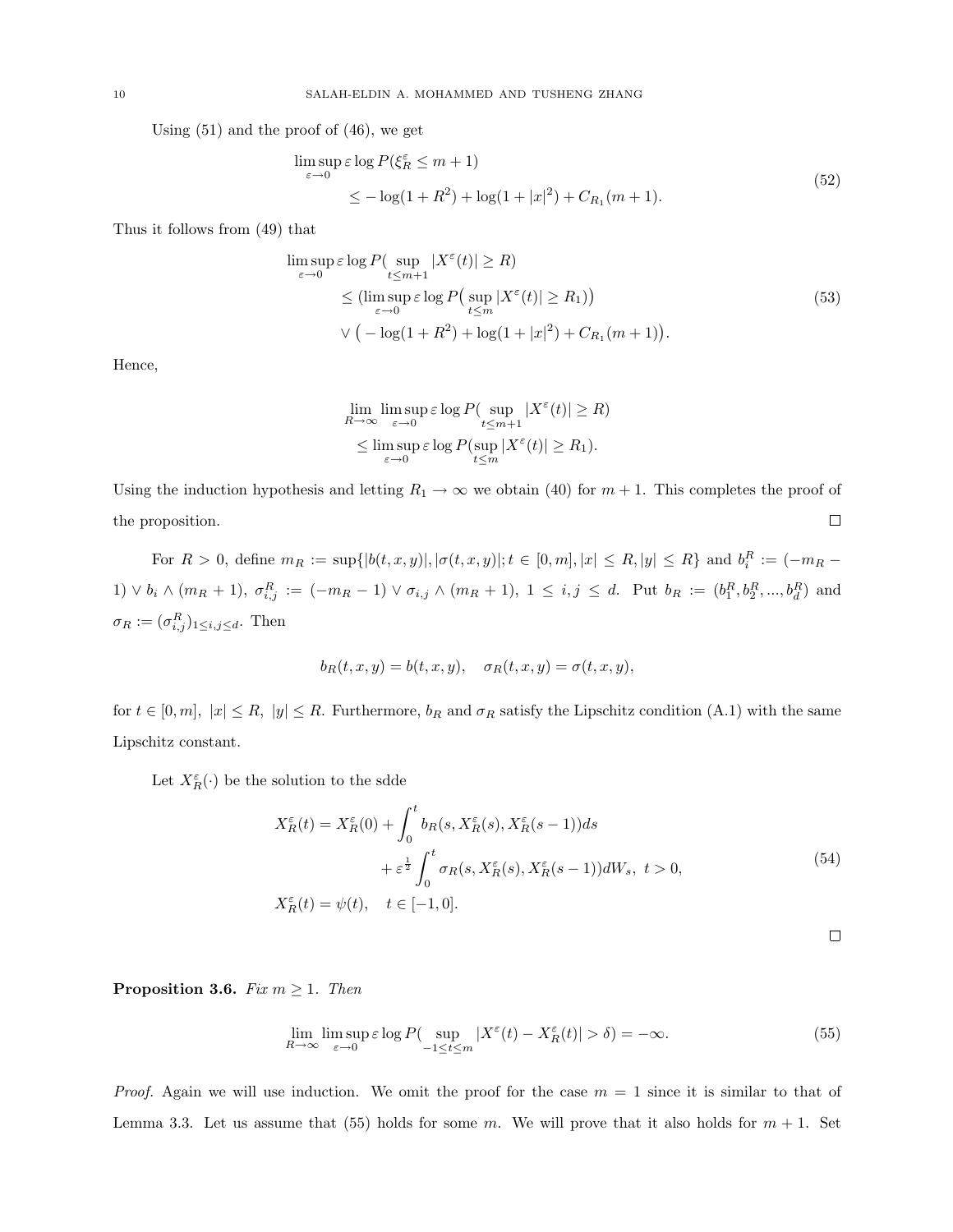Using (51) and the proof of (46), we get

$$
\begin{aligned}
&\limsup_{\varepsilon \to 0} \varepsilon \log P(\xi_R^\varepsilon \le m+1) \\
&\qquad \le -\log(1+R^2) + \log(1+|x|^2) + C_{R_1}(m+1).
\end{aligned} \tag{52}
$$

Thus it follows from (49) that

$$
\begin{aligned}
&\limsup_{\varepsilon \to 0} \varepsilon \log P(\sup_{t \le m+1} |X^\varepsilon(t)| \ge R) \\
&\qquad \le (\limsup_{\varepsilon \to 0} \varepsilon \log P\big(\sup_{t \le m} |X^\varepsilon(t)| \ge R_1)\big) \\
&\qquad \vee \big(-\log(1+R^2) + \log(1+|x|^2) + C_{R_1}(m+1)\big).
\end{aligned} \tag{53}
$$

Hence,

$$
\begin{aligned}
&\lim_{R \to \infty} \limsup_{\varepsilon \to 0} \varepsilon \log P(\sup_{t \le m+1} |X^\varepsilon(t)| \ge R) \\
&\le \limsup_{\varepsilon \to 0} \varepsilon \log P(\sup_{t \le m} |X^\varepsilon(t)| \ge R_1).
\end{aligned}
$$

Using the induction hypothesis and letting $R_1 \to \infty$ we obtain (40) for $m+1$. This completes the proof of the proposition. □

For $R > 0$, define $m_R := \sup\{|b(t,x,y)|, |\sigma(t,x,y)|; t \in [0,m], |x| \le R, |y| \le R\}$ and $b_i^R := (-m_R - 1) \vee b_i \wedge (m_R + 1)$, $\sigma_{i,j}^R := (-m_R - 1) \vee \sigma_{i,j} \wedge (m_R + 1)$, $1 \le i,j \le d$. Put $b_R := (b_1^R, b_2^R, ..., b_d^R)$ and $\sigma_R := (\sigma_{i,j}^R)_{1 \le i,j \le d}$. Then

$$
b_R(t,x,y) = b(t,x,y), \quad \sigma_R(t,x,y) = \sigma(t,x,y),
$$

for $t \in [0,m]$, $|x| \le R$, $|y| \le R$. Furthermore, $b_R$ and $\sigma_R$ satisfy the Lipschitz condition (A.1) with the same Lipschitz constant.

Let $X_R^\varepsilon(\cdot)$ be the solution to the sdde

$$
\begin{aligned}
X_R^\varepsilon(t) &= X_R^\varepsilon(0) + \int_0^t b_R(s, X_R^\varepsilon(s), X_R^\varepsilon(s-1))ds \\
&\qquad + \varepsilon^{\frac{1}{2}} \int_0^t \sigma_R(s, X_R^\varepsilon(s), X_R^\varepsilon(s-1))dW_s, \ t > 0, \\
X_R^\varepsilon(t) &= \psi(t), \quad t \in [-1,0].
\end{aligned} \tag{54}
$$

□

**Proposition 3.6.** *Fix $m \ge 1$. Then*

$$
\lim_{R \to \infty} \limsup_{\varepsilon \to 0} \varepsilon \log P(\sup_{-1 \le t \le m} |X^\varepsilon(t) - X_R^\varepsilon(t)| > \delta) = -\infty. \tag{55}
$$

*Proof.* Again we will use induction. We omit the proof for the case $m = 1$ since it is similar to that of Lemma 3.3. Let us assume that (55) holds for some $m$. We will prove that it also holds for $m+1$. Set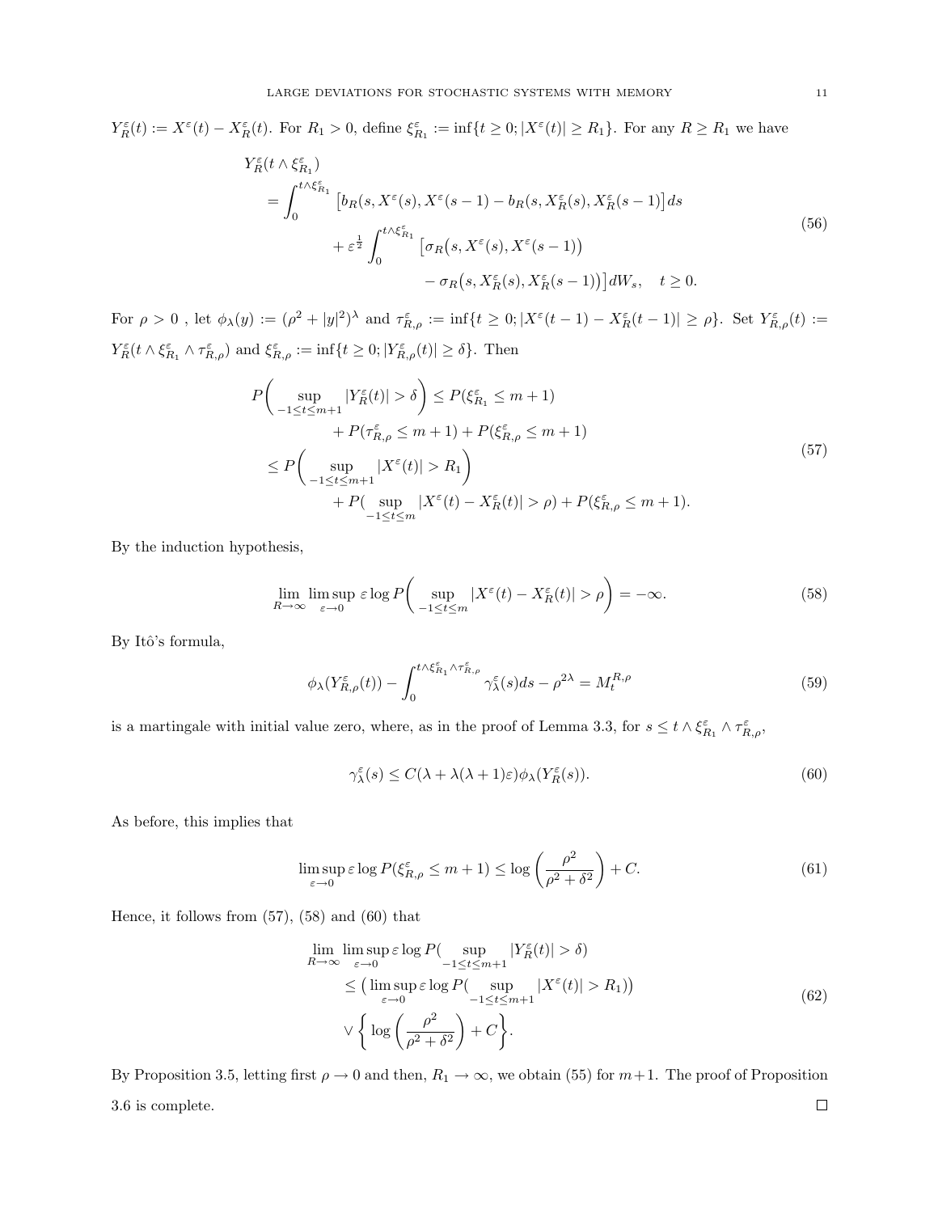$Y_R^\varepsilon(t) := X^\varepsilon(t) - X_R^\varepsilon(t)$. For $R_1 > 0$, define $\xi_{R_1}^\varepsilon := \inf\{t \geq 0; |X^\varepsilon(t)| \geq R_1\}$. For any $R \geq R_1$ we have

$$
\begin{aligned}
Y_R^\varepsilon&(t \wedge \xi_{R_1}^\varepsilon) \\
&= \int_0^{t\wedge\xi_{R_1}^\varepsilon} \left[b_R(s, X^\varepsilon(s), X^\varepsilon(s-1) - b_R(s, X_R^\varepsilon(s), X_R^\varepsilon(s-1)\right] ds \\
&\quad + \varepsilon^{\frac{1}{2}} \int_0^{t\wedge\xi_{R_1}^\varepsilon} \left[\sigma_R\big(s, X^\varepsilon(s), X^\varepsilon(s-1)\big)\right. \\
&\qquad\qquad \left. - \sigma_R\big(s, X_R^\varepsilon(s), X_R^\varepsilon(s-1)\big)\right] dW_s, \quad t \geq 0.
\end{aligned}
\tag{56}
$$

For $\rho > 0$ , let $\phi_\lambda(y) := (\rho^2 + |y|^2)^\lambda$ and $\tau_{R,\rho}^\varepsilon := \inf\{t \geq 0; |X^\varepsilon(t-1) - X_R^\varepsilon(t-1)| \geq \rho\}$. Set $Y_{R,\rho}^\varepsilon(t) := Y_R^\varepsilon(t \wedge \xi_{R_1}^\varepsilon \wedge \tau_{R,\rho}^\varepsilon)$ and $\xi_{R,\rho}^\varepsilon := \inf\{t \geq 0; |Y_{R,\rho}^\varepsilon(t)| \geq \delta\}$. Then

$$
\begin{aligned}
P\bigg(\sup_{-1\leq t\leq m+1} |Y_R^\varepsilon(t)| > \delta\bigg) &\leq P(\xi_{R_1}^\varepsilon \leq m+1) \\
&\quad + P(\tau_{R,\rho}^\varepsilon \leq m+1) + P(\xi_{R,\rho}^\varepsilon \leq m+1) \\
&\leq P\bigg(\sup_{-1\leq t\leq m+1} |X^\varepsilon(t)| > R_1\bigg) \\
&\quad + P(\sup_{-1\leq t\leq m} |X^\varepsilon(t) - X_R^\varepsilon(t)| > \rho) + P(\xi_{R,\rho}^\varepsilon \leq m+1).
\end{aligned}
\tag{57}
$$

By the induction hypothesis,

$$
\lim_{R\to\infty} \limsup_{\varepsilon\to 0} \varepsilon \log P\bigg(\sup_{-1\leq t\leq m} |X^\varepsilon(t) - X_R^\varepsilon(t)| > \rho\bigg) = -\infty. \tag{58}
$$

By Itô's formula,

$$
\phi_\lambda(Y_{R,\rho}^\varepsilon(t)) - \int_0^{t\wedge\xi_{R_1}^\varepsilon\wedge\tau_{R,\rho}^\varepsilon} \gamma_\lambda^\varepsilon(s) ds - \rho^{2\lambda} = M_t^{R,\rho} \tag{59}
$$

is a martingale with initial value zero, where, as in the proof of Lemma 3.3, for $s \leq t \wedge \xi_{R_1}^\varepsilon \wedge \tau_{R,\rho}^\varepsilon$,

$$
\gamma_\lambda^\varepsilon(s) \leq C(\lambda + \lambda(\lambda+1)\varepsilon)\phi_\lambda(Y_R^\varepsilon(s)). \tag{60}
$$

As before, this implies that

$$
\limsup_{\varepsilon\to 0} \varepsilon \log P(\xi_{R,\rho}^\varepsilon \leq m+1) \leq \log\left(\frac{\rho^2}{\rho^2 + \delta^2}\right) + C. \tag{61}
$$

Hence, it follows from (57), (58) and (60) that

$$
\begin{aligned}
\lim_{R\to\infty} &\limsup_{\varepsilon\to 0} \varepsilon \log P(\sup_{-1\leq t\leq m+1} |Y_R^\varepsilon(t)| > \delta) \\
&\leq \big(\limsup_{\varepsilon\to 0} \varepsilon \log P(\sup_{-1\leq t\leq m+1} |X^\varepsilon(t)| > R_1)\big) \\
&\vee \bigg\{\log\left(\frac{\rho^2}{\rho^2 + \delta^2}\right) + C\bigg\}.
\end{aligned}
\tag{62}
$$

By Proposition 3.5, letting first $\rho \to 0$ and then, $R_1 \to \infty$, we obtain (55) for $m+1$. The proof of Proposition 3.6 is complete. $\square$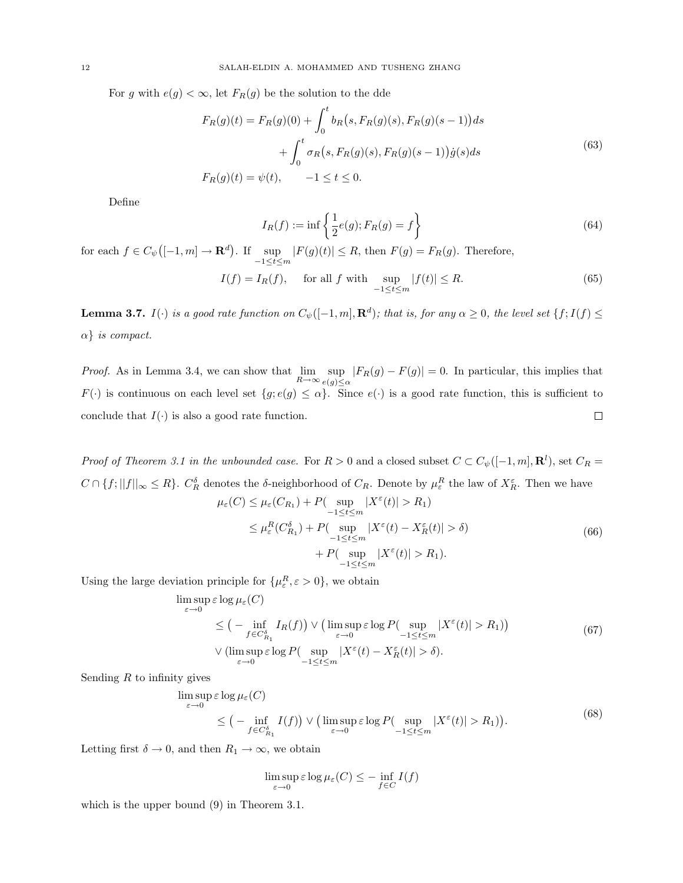For $g$ with $e(g) < \infty$, let $F_R(g)$ be the solution to the dde

$$
\begin{aligned}
F_R(g)(t) &= F_R(g)(0) + \int_0^t b_R\big(s, F_R(g)(s), F_R(g)(s-1)\big)ds \\
&\qquad + \int_0^t \sigma_R\big(s, F_R(g)(s), F_R(g)(s-1)\big)\dot{g}(s)ds \\
F_R(g)(t) &= \psi(t), \qquad -1 \le t \le 0.
\end{aligned}
\tag{63}
$$

Define

$$
I_R(f) := \inf\left\{\frac{1}{2}e(g); F_R(g) = f\right\}
\tag{64}
$$

for each $f \in C_\psi\big([-1,m] \to \mathbf{R}^d\big)$. If $\sup_{-1\le t\le m} |F(g)(t)| \le R$, then $F(g) = F_R(g)$. Therefore,

$$
I(f) = I_R(f), \qquad \text{for all } f \text{ with } \sup_{-1\le t\le m} |f(t)| \le R.
\tag{65}
$$

**Lemma 3.7.** *$I(\cdot)$ is a good rate function on $C_\psi([-1,m],\mathbf{R}^d)$; that is, for any $\alpha \ge 0$, the level set $\{f; I(f) \le \alpha\}$ is compact.*

*Proof.* As in Lemma 3.4, we can show that $\lim_{R\to\infty} \sup_{e(g)\le\alpha} |F_R(g) - F(g)| = 0$. In particular, this implies that $F(\cdot)$ is continuous on each level set $\{g; e(g) \le \alpha\}$. Since $e(\cdot)$ is a good rate function, this is sufficient to conclude that $I(\cdot)$ is also a good rate function. $\square$

*Proof of Theorem 3.1 in the unbounded case.* For $R > 0$ and a closed subset $C \subset C_\psi([-1,m],\mathbf{R}^l)$, set $C_R = C \cap \{f; ||f||_\infty \le R\}$. $C_R^\delta$ denotes the $\delta$-neighborhood of $C_R$. Denote by $\mu_\varepsilon^R$ the law of $X_R^\varepsilon$. Then we have

$$
\begin{aligned}
\mu_\varepsilon(C) &\le \mu_\varepsilon(C_{R_1}) + P\big(\sup_{-1\le t\le m} |X^\varepsilon(t)| > R_1\big) \\
&\le \mu_\varepsilon^R(C_{R_1}^\delta) + P\big(\sup_{-1\le t\le m} |X^\varepsilon(t) - X_R^\varepsilon(t)| > \delta\big) \\
&\qquad + P\big(\sup_{-1\le t\le m} |X^\varepsilon(t)| > R_1\big).
\end{aligned}
\tag{66}
$$

Using the large deviation principle for $\{\mu_\varepsilon^R, \varepsilon > 0\}$, we obtain

$$
\begin{aligned}
&\limsup_{\varepsilon\to 0} \varepsilon \log \mu_\varepsilon(C) \\
&\qquad \le \big(-\inf_{f\in C_{R_1}^\delta} I_R(f)\big) \vee \big(\limsup_{\varepsilon\to 0} \varepsilon \log P\big(\sup_{-1\le t\le m} |X^\varepsilon(t)| > R_1\big)\big) \\
&\qquad \vee \big(\limsup_{\varepsilon\to 0} \varepsilon \log P\big(\sup_{-1\le t\le m} |X^\varepsilon(t) - X_R^\varepsilon(t)| > \delta\big).
\end{aligned}
\tag{67}
$$

Sending $R$ to infinity gives

$$
\begin{aligned}
&\limsup_{\varepsilon\to 0} \varepsilon \log \mu_\varepsilon(C) \\
&\qquad \le \big(-\inf_{f\in C_{R_1}^\delta} I(f)\big) \vee \big(\limsup_{\varepsilon\to 0} \varepsilon \log P\big(\sup_{-1\le t\le m} |X^\varepsilon(t)| > R_1\big)\big).
\end{aligned}
\tag{68}
$$

Letting first $\delta \to 0$, and then $R_1 \to \infty$, we obtain

$$
\limsup_{\varepsilon\to 0} \varepsilon \log \mu_\varepsilon(C) \le -\inf_{f\in C} I(f)
$$

which is the upper bound (9) in Theorem 3.1.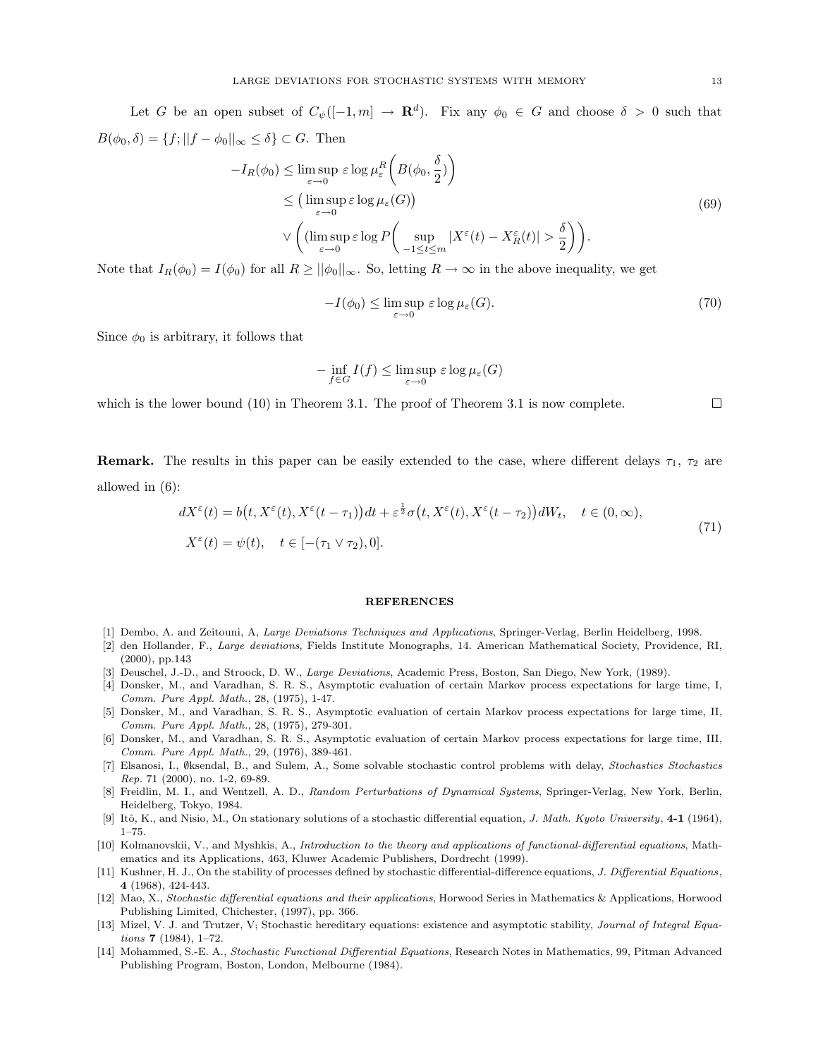Let $G$ be an open subset of $C_\psi([-1,m] \to \mathbf{R}^d)$. Fix any $\phi_0 \in G$ and choose $\delta > 0$ such that $B(\phi_0, \delta) = \{f; ||f - \phi_0||_\infty \leq \delta\} \subset G$. Then

$$
\begin{aligned}
-I_R(\phi_0) &\leq \limsup_{\varepsilon \to 0} \varepsilon \log \mu_\varepsilon^R\bigg(B(\phi_0, \frac{\delta}{2})\bigg) \\
&\leq \big(\limsup_{\varepsilon \to 0} \varepsilon \log \mu_\varepsilon(G)\big) \\
&\quad \vee \Bigg( (\limsup_{\varepsilon \to 0} \varepsilon \log P\bigg( \sup_{-1 \leq t \leq m} |X^\varepsilon(t) - X_R^\varepsilon(t)| > \frac{\delta}{2}\bigg)\Bigg).
\end{aligned}
\tag{69}
$$

Note that $I_R(\phi_0) = I(\phi_0)$ for all $R \geq ||\phi_0||_\infty$. So, letting $R \to \infty$ in the above inequality, we get

$$
-I(\phi_0) \leq \limsup_{\varepsilon \to 0} \varepsilon \log \mu_\varepsilon(G). \tag{70}
$$

Since $\phi_0$ is arbitrary, it follows that

$$
-\inf_{f \in G} I(f) \leq \limsup_{\varepsilon \to 0} \varepsilon \log \mu_\varepsilon(G)
$$

which is the lower bound (10) in Theorem 3.1. The proof of Theorem 3.1 is now complete. □

**Remark.** The results in this paper can be easily extended to the case, where different delays $\tau_1$, $\tau_2$ are allowed in (6):

$$
\begin{aligned}
dX^\varepsilon(t) &= b\big(t, X^\varepsilon(t), X^\varepsilon(t - \tau_1)\big)dt + \varepsilon^{\frac{1}{2}} \sigma\big(t, X^\varepsilon(t), X^\varepsilon(t - \tau_2)\big)dW_t, \quad t \in (0, \infty), \\
X^\varepsilon(t) &= \psi(t), \quad t \in [-(\tau_1 \vee \tau_2), 0].
\end{aligned}
\tag{71}
$$

## REFERENCES

[1] Dembo, A. and Zeitouni, A, *Large Deviations Techniques and Applications*, Springer-Verlag, Berlin Heidelberg, 1998.
[2] den Hollander, F., *Large deviations*, Fields Institute Monographs, 14. American Mathematical Society, Providence, RI, (2000), pp.143
[3] Deuschel, J.-D., and Stroock, D. W., *Large Deviations*, Academic Press, Boston, San Diego, New York, (1989).
[4] Donsker, M., and Varadhan, S. R. S., Asymptotic evaluation of certain Markov process expectations for large time, I, *Comm. Pure Appl. Math.*, 28, (1975), 1-47.
[5] Donsker, M., and Varadhan, S. R. S., Asymptotic evaluation of certain Markov process expectations for large time, II, *Comm. Pure Appl. Math.*, 28, (1975), 279-301.
[6] Donsker, M., and Varadhan, S. R. S., Asymptotic evaluation of certain Markov process expectations for large time, III, *Comm. Pure Appl. Math.*, 29, (1976), 389-461.
[7] Elsanosi, I., Øksendal, B., and Sulem, A., Some solvable stochastic control problems with delay, *Stochastics Stochastics Rep.* 71 (2000), no. 1-2, 69-89.
[8] Freidlin, M. I., and Wentzell, A. D., *Random Perturbations of Dynamical Systems*, Springer-Verlag, New York, Berlin, Heidelberg, Tokyo, 1984.
[9] Itô, K., and Nisio, M., On stationary solutions of a stochastic differential equation, *J. Math. Kyoto University*, **4-1** (1964), 1–75.
[10] Kolmanovskii, V., and Myshkis, A., *Introduction to the theory and applications of functional-differential equations*, Mathematics and its Applications, 463, Kluwer Academic Publishers, Dordrecht (1999).
[11] Kushner, H. J., On the stability of processes defined by stochastic differential-difference equations, *J. Differential Equations*, **4** (1968), 424-443.
[12] Mao, X., *Stochastic differential equations and their applications*, Horwood Series in Mathematics & Applications, Horwood Publishing Limited, Chichester, (1997), pp. 366.
[13] Mizel, V. J. and Trutzer, V; Stochastic hereditary equations: existence and asymptotic stability, *Journal of Integral Equations* **7** (1984), 1–72.
[14] Mohammed, S.-E. A., *Stochastic Functional Differential Equations*, Research Notes in Mathematics, 99, Pitman Advanced Publishing Program, Boston, London, Melbourne (1984).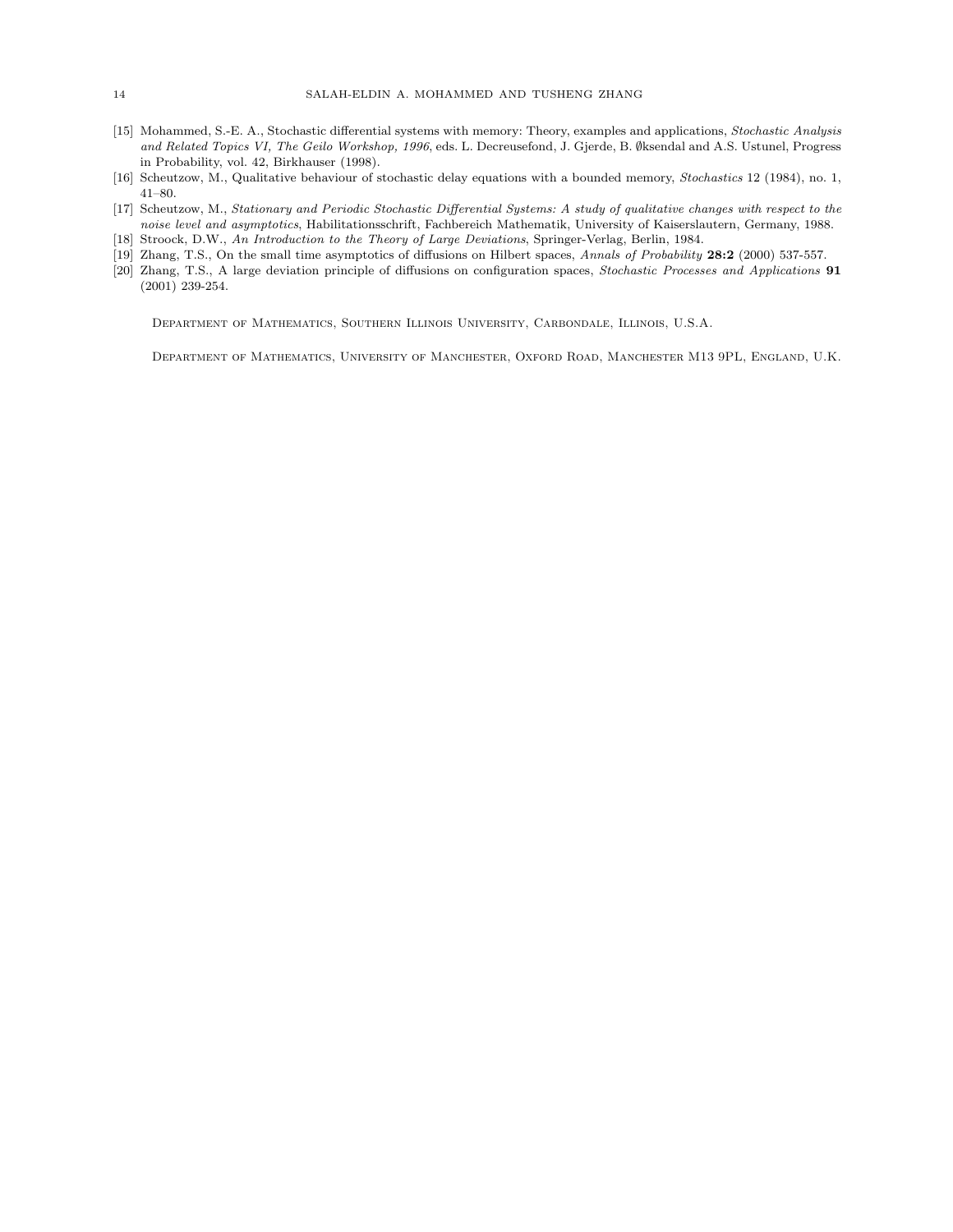[15] Mohammed, S.-E. A., Stochastic differential systems with memory: Theory, examples and applications, *Stochastic Analysis and Related Topics VI, The Geilo Workshop, 1996*, eds. L. Decreusefond, J. Gjerde, B. Øksendal and A.S. Ustunel, Progress in Probability, vol. 42, Birkhauser (1998).

[16] Scheutzow, M., Qualitative behaviour of stochastic delay equations with a bounded memory, *Stochastics* 12 (1984), no. 1, 41–80.

[17] Scheutzow, M., *Stationary and Periodic Stochastic Differential Systems: A study of qualitative changes with respect to the noise level and asymptotics*, Habilitationsschrift, Fachbereich Mathematik, University of Kaiserslautern, Germany, 1988.

[18] Stroock, D.W., *An Introduction to the Theory of Large Deviations*, Springer-Verlag, Berlin, 1984.

[19] Zhang, T.S., On the small time asymptotics of diffusions on Hilbert spaces, *Annals of Probability* **28:2** (2000) 537-557.

[20] Zhang, T.S., A large deviation principle of diffusions on configuration spaces, *Stochastic Processes and Applications* **91** (2001) 239-254.

Department of Mathematics, Southern Illinois University, Carbondale, Illinois, U.S.A.

Department of Mathematics, University of Manchester, Oxford Road, Manchester M13 9PL, England, U.K.